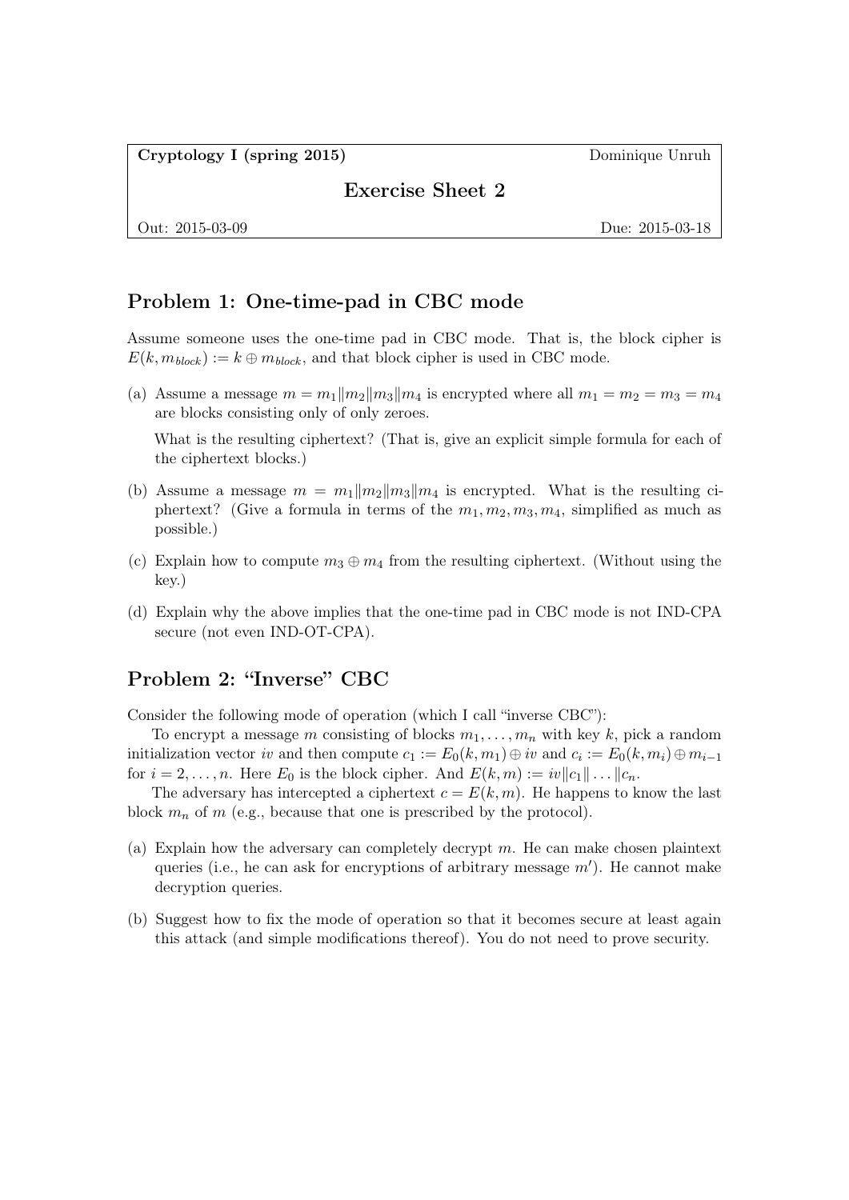**Cryptology I (spring 2015)** Dominique Unruh

## Exercise Sheet 2

Out: 2015-03-09 Due: 2015-03-18

## Problem 1: One-time-pad in CBC mode

Assume someone uses the one-time pad in CBC mode. That is, the block cipher is $E(k, m_{block}) := k \oplus m_{block}$, and that block cipher is used in CBC mode.

(a) Assume a message $m = m_1 \| m_2 \| m_3 \| m_4$ is encrypted where all $m_1 = m_2 = m_3 = m_4$ are blocks consisting only of only zeroes.

What is the resulting ciphertext? (That is, give an explicit simple formula for each of the ciphertext blocks.)

(b) Assume a message $m = m_1 \| m_2 \| m_3 \| m_4$ is encrypted. What is the resulting ciphertext? (Give a formula in terms of the $m_1, m_2, m_3, m_4$, simplified as much as possible.)

(c) Explain how to compute $m_3 \oplus m_4$ from the resulting ciphertext. (Without using the key.)

(d) Explain why the above implies that the one-time pad in CBC mode is not IND-CPA secure (not even IND-OT-CPA).

## Problem 2: "Inverse" CBC

Consider the following mode of operation (which I call "inverse CBC"):

To encrypt a message $m$ consisting of blocks $m_1, \dots, m_n$ with key $k$, pick a random initialization vector $iv$ and then compute $c_1 := E_0(k, m_1) \oplus iv$ and $c_i := E_0(k, m_i) \oplus m_{i-1}$ for $i = 2, \dots, n$. Here $E_0$ is the block cipher. And $E(k, m) := iv \| c_1 \| \dots \| c_n$.

The adversary has intercepted a ciphertext $c = E(k, m)$. He happens to know the last block $m_n$ of $m$ (e.g., because that one is prescribed by the protocol).

(a) Explain how the adversary can completely decrypt $m$. He can make chosen plaintext queries (i.e., he can ask for encryptions of arbitrary message $m'$). He cannot make decryption queries.

(b) Suggest how to fix the mode of operation so that it becomes secure at least again this attack (and simple modifications thereof). You do not need to prove security.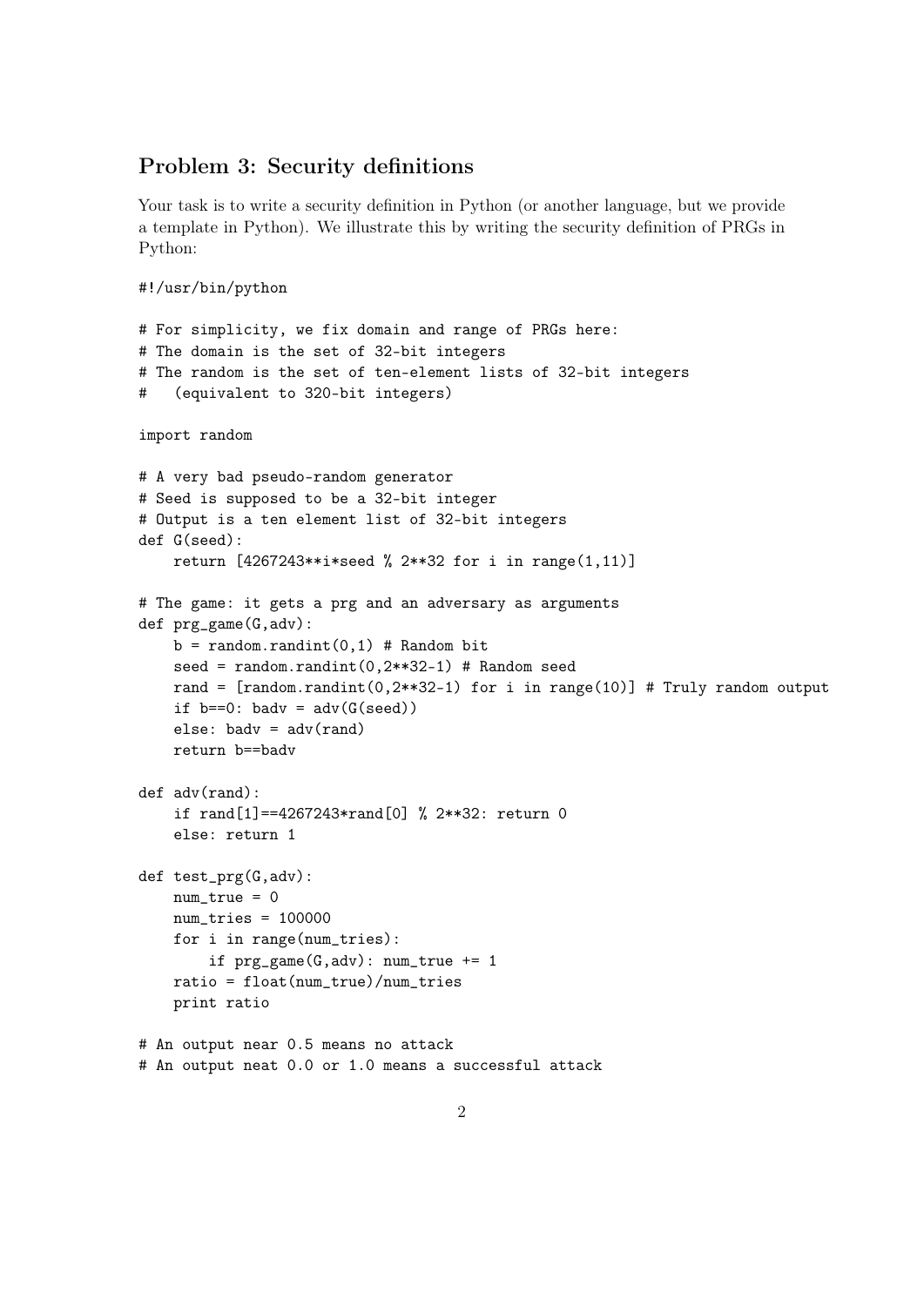## Problem 3: Security definitions

Your task is to write a security definition in Python (or another language, but we provide a template in Python). We illustrate this by writing the security definition of PRGs in Python:

```
#!/usr/bin/python

# For simplicity, we fix domain and range of PRGs here:
# The domain is the set of 32-bit integers
# The random is the set of ten-element lists of 32-bit integers
#   (equivalent to 320-bit integers)

import random

# A very bad pseudo-random generator
# Seed is supposed to be a 32-bit integer
# Output is a ten element list of 32-bit integers
def G(seed):
    return [4267243**i*seed % 2**32 for i in range(1,11)]

# The game: it gets a prg and an adversary as arguments
def prg_game(G,adv):
    b = random.randint(0,1) # Random bit
    seed = random.randint(0,2**32-1) # Random seed
    rand = [random.randint(0,2**32-1) for i in range(10)] # Truly random output
    if b==0: badv = adv(G(seed))
    else: badv = adv(rand)
    return b==badv

def adv(rand):
    if rand[1]==4267243*rand[0] % 2**32: return 0
    else: return 1

def test_prg(G,adv):
    num_true = 0
    num_tries = 100000
    for i in range(num_tries):
        if prg_game(G,adv): num_true += 1
    ratio = float(num_true)/num_tries
    print ratio

# An output near 0.5 means no attack
# An output neat 0.0 or 1.0 means a successful attack
```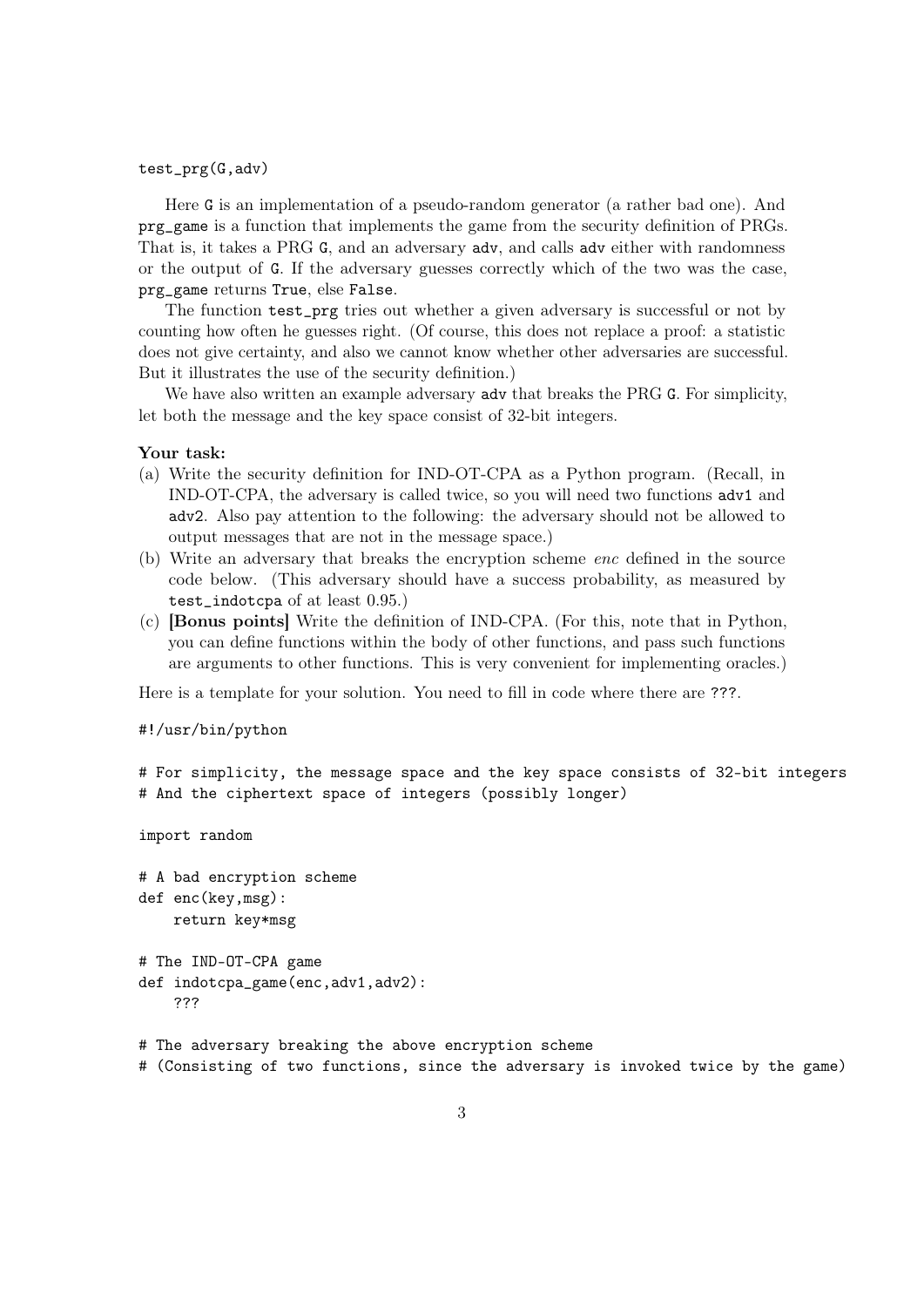```
test_prg(G,adv)
```

Here `G` is an implementation of a pseudo-random generator (a rather bad one). And `prg_game` is a function that implements the game from the security definition of PRGs. That is, it takes a PRG `G`, and an adversary `adv`, and calls `adv` either with randomness or the output of `G`. If the adversary guesses correctly which of the two was the case, `prg_game` returns `True`, else `False`.

The function `test_prg` tries out whether a given adversary is successful or not by counting how often he guesses right. (Of course, this does not replace a proof: a statistic does not give certainty, and also we cannot know whether other adversaries are successful. But it illustrates the use of the security definition.)

We have also written an example adversary `adv` that breaks the PRG `G`. For simplicity, let both the message and the key space consist of 32-bit integers.

**Your task:**

(a) Write the security definition for IND-OT-CPA as a Python program. (Recall, in IND-OT-CPA, the adversary is called twice, so you will need two functions `adv1` and `adv2`. Also pay attention to the following: the adversary should not be allowed to output messages that are not in the message space.)

(b) Write an adversary that breaks the encryption scheme *enc* defined in the source code below. (This adversary should have a success probability, as measured by `test_indotcpa` of at least 0.95.)

(c) **[Bonus points]** Write the definition of IND-CPA. (For this, note that in Python, you can define functions within the body of other functions, and pass such functions are arguments to other functions. This is very convenient for implementing oracles.)

Here is a template for your solution. You need to fill in code where there are `???`.

```
#!/usr/bin/python

# For simplicity, the message space and the key space consists of 32-bit integers
# And the ciphertext space of integers (possibly longer)

import random

# A bad encryption scheme
def enc(key,msg):
    return key*msg

# The IND-OT-CPA game
def indotcpa_game(enc,adv1,adv2):
    ???

# The adversary breaking the above encryption scheme
# (Consisting of two functions, since the adversary is invoked twice by the game)
```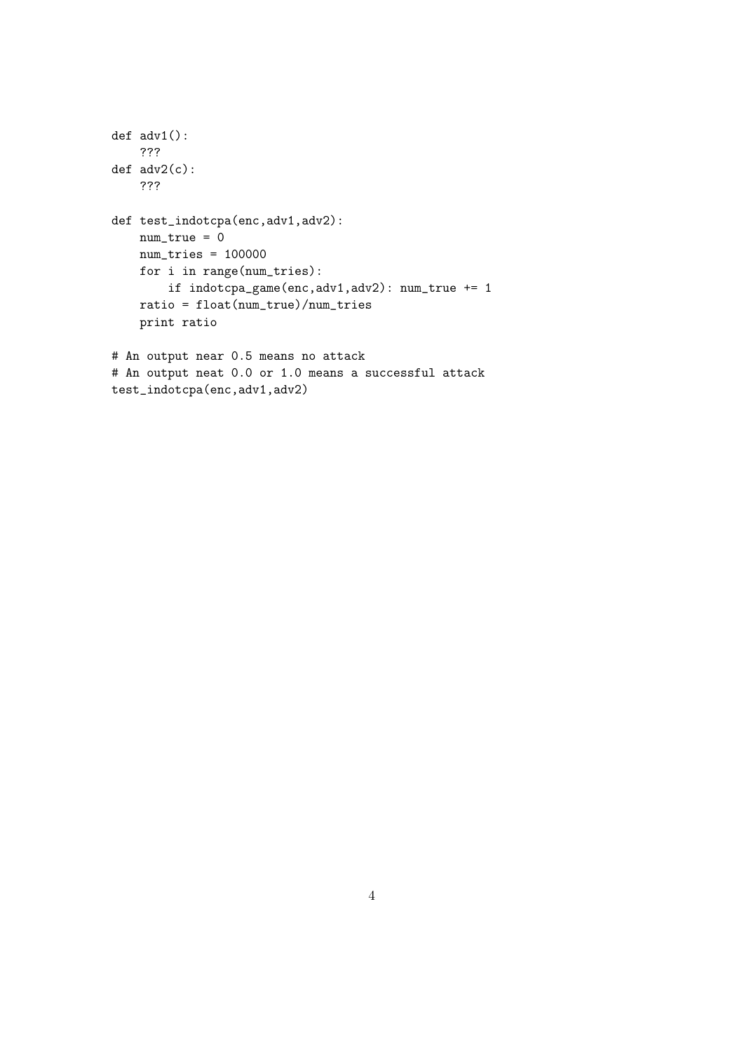```
def adv1():
    ???
def adv2(c):
    ???

def test_indotcpa(enc,adv1,adv2):
    num_true = 0
    num_tries = 100000
    for i in range(num_tries):
        if indotcpa_game(enc,adv1,adv2): num_true += 1
    ratio = float(num_true)/num_tries
    print ratio

# An output near 0.5 means no attack
# An output neat 0.0 or 1.0 means a successful attack
test_indotcpa(enc,adv1,adv2)
```